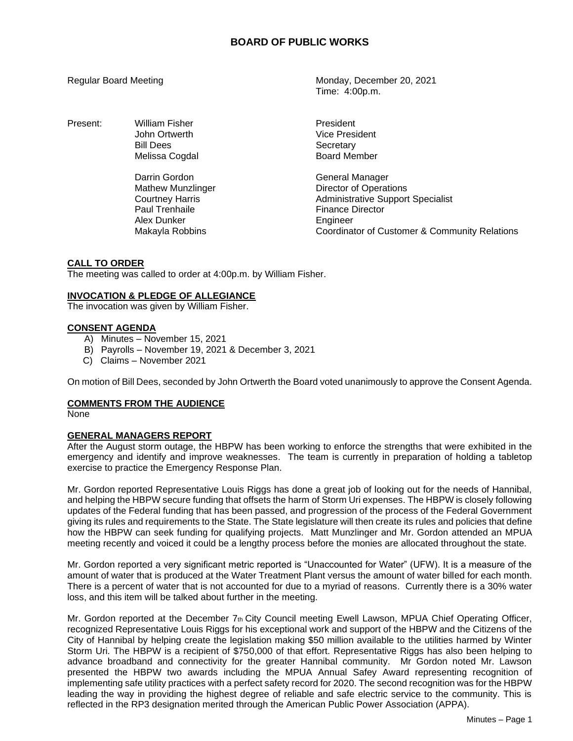# BOARD OF PUBLIC WORKS

Regular Board Meeting

Monday, December 20, 2021
Time: 4:00p.m.

| Present: | | |
|---|---|---|
| | William Fisher | President |
| | John Ortwerth | Vice President |
| | Bill Dees | Secretary |
| | Melissa Cogdal | Board Member |
| | Darrin Gordon | General Manager |
| | Mathew Munzlinger | Director of Operations |
| | Courtney Harris | Administrative Support Specialist |
| | Paul Trenhaile | Finance Director |
| | Alex Dunker | Engineer |
| | Makayla Robbins | Coordinator of Customer & Community Relations |

## CALL TO ORDER

The meeting was called to order at 4:00p.m. by William Fisher.

## INVOCATION & PLEDGE OF ALLEGIANCE

The invocation was given by William Fisher.

## CONSENT AGENDA

A) Minutes – November 15, 2021
B) Payrolls – November 19, 2021 & December 3, 2021
C) Claims – November 2021

On motion of Bill Dees, seconded by John Ortwerth the Board voted unanimously to approve the Consent Agenda.

## COMMENTS FROM THE AUDIENCE

None

## GENERAL MANAGERS REPORT

After the August storm outage, the HBPW has been working to enforce the strengths that were exhibited in the emergency and identify and improve weaknesses. The team is currently in preparation of holding a tabletop exercise to practice the Emergency Response Plan.

Mr. Gordon reported Representative Louis Riggs has done a great job of looking out for the needs of Hannibal, and helping the HBPW secure funding that offsets the harm of Storm Uri expenses. The HBPW is closely following updates of the Federal funding that has been passed, and progression of the process of the Federal Government giving its rules and requirements to the State. The State legislature will then create its rules and policies that define how the HBPW can seek funding for qualifying projects. Matt Munzlinger and Mr. Gordon attended an MPUA meeting recently and voiced it could be a lengthy process before the monies are allocated throughout the state.

Mr. Gordon reported a very significant metric reported is "Unaccounted for Water" (UFW). It is a measure of the amount of water that is produced at the Water Treatment Plant versus the amount of water billed for each month. There is a percent of water that is not accounted for due to a myriad of reasons. Currently there is a 30% water loss, and this item will be talked about further in the meeting.

Mr. Gordon reported at the December 7th City Council meeting Ewell Lawson, MPUA Chief Operating Officer, recognized Representative Louis Riggs for his exceptional work and support of the HBPW and the Citizens of the City of Hannibal by helping create the legislation making $50 million available to the utilities harmed by Winter Storm Uri. The HBPW is a recipient of $750,000 of that effort. Representative Riggs has also been helping to advance broadband and connectivity for the greater Hannibal community. Mr Gordon noted Mr. Lawson presented the HBPW two awards including the MPUA Annual Safey Award representing recognition of implementing safe utility practices with a perfect safety record for 2020. The second recognition was for the HBPW leading the way in providing the highest degree of reliable and safe electric service to the community. This is reflected in the RP3 designation merited through the American Public Power Association (APPA).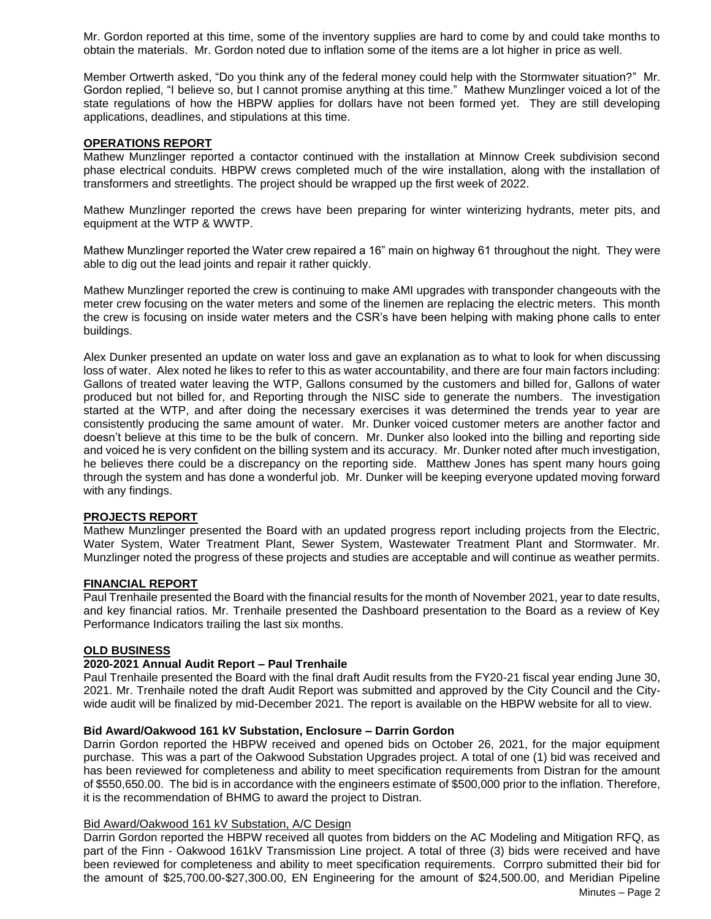Mr. Gordon reported at this time, some of the inventory supplies are hard to come by and could take months to obtain the materials. Mr. Gordon noted due to inflation some of the items are a lot higher in price as well.

Member Ortwerth asked, "Do you think any of the federal money could help with the Stormwater situation?" Mr. Gordon replied, "I believe so, but I cannot promise anything at this time." Mathew Munzlinger voiced a lot of the state regulations of how the HBPW applies for dollars have not been formed yet. They are still developing applications, deadlines, and stipulations at this time.

**OPERATIONS REPORT**

Mathew Munzlinger reported a contactor continued with the installation at Minnow Creek subdivision second phase electrical conduits. HBPW crews completed much of the wire installation, along with the installation of transformers and streetlights. The project should be wrapped up the first week of 2022.

Mathew Munzlinger reported the crews have been preparing for winter winterizing hydrants, meter pits, and equipment at the WTP & WWTP.

Mathew Munzlinger reported the Water crew repaired a 16" main on highway 61 throughout the night. They were able to dig out the lead joints and repair it rather quickly.

Mathew Munzlinger reported the crew is continuing to make AMI upgrades with transponder changeouts with the meter crew focusing on the water meters and some of the linemen are replacing the electric meters. This month the crew is focusing on inside water meters and the CSR's have been helping with making phone calls to enter buildings.

Alex Dunker presented an update on water loss and gave an explanation as to what to look for when discussing loss of water. Alex noted he likes to refer to this as water accountability, and there are four main factors including: Gallons of treated water leaving the WTP, Gallons consumed by the customers and billed for, Gallons of water produced but not billed for, and Reporting through the NISC side to generate the numbers. The investigation started at the WTP, and after doing the necessary exercises it was determined the trends year to year are consistently producing the same amount of water. Mr. Dunker voiced customer meters are another factor and doesn't believe at this time to be the bulk of concern. Mr. Dunker also looked into the billing and reporting side and voiced he is very confident on the billing system and its accuracy. Mr. Dunker noted after much investigation, he believes there could be a discrepancy on the reporting side. Matthew Jones has spent many hours going through the system and has done a wonderful job. Mr. Dunker will be keeping everyone updated moving forward with any findings.

**PROJECTS REPORT**

Mathew Munzlinger presented the Board with an updated progress report including projects from the Electric, Water System, Water Treatment Plant, Sewer System, Wastewater Treatment Plant and Stormwater. Mr. Munzlinger noted the progress of these projects and studies are acceptable and will continue as weather permits.

**FINANCIAL REPORT**

Paul Trenhaile presented the Board with the financial results for the month of November 2021, year to date results, and key financial ratios. Mr. Trenhaile presented the Dashboard presentation to the Board as a review of Key Performance Indicators trailing the last six months.

**OLD BUSINESS**

**2020-2021 Annual Audit Report – Paul Trenhaile**

Paul Trenhaile presented the Board with the final draft Audit results from the FY20-21 fiscal year ending June 30, 2021. Mr. Trenhaile noted the draft Audit Report was submitted and approved by the City Council and the City-wide audit will be finalized by mid-December 2021. The report is available on the HBPW website for all to view.

**Bid Award/Oakwood 161 kV Substation, Enclosure – Darrin Gordon**

Darrin Gordon reported the HBPW received and opened bids on October 26, 2021, for the major equipment purchase. This was a part of the Oakwood Substation Upgrades project. A total of one (1) bid was received and has been reviewed for completeness and ability to meet specification requirements from Distran for the amount of $550,650.00. The bid is in accordance with the engineers estimate of $500,000 prior to the inflation. Therefore, it is the recommendation of BHMG to award the project to Distran.

<u>Bid Award/Oakwood 161 kV Substation, A/C Design</u>

Darrin Gordon reported the HBPW received all quotes from bidders on the AC Modeling and Mitigation RFQ, as part of the Finn - Oakwood 161kV Transmission Line project. A total of three (3) bids were received and have been reviewed for completeness and ability to meet specification requirements. Corrpro submitted their bid for the amount of $25,700.00-$27,300.00, EN Engineering for the amount of $24,500.00, and Meridian Pipeline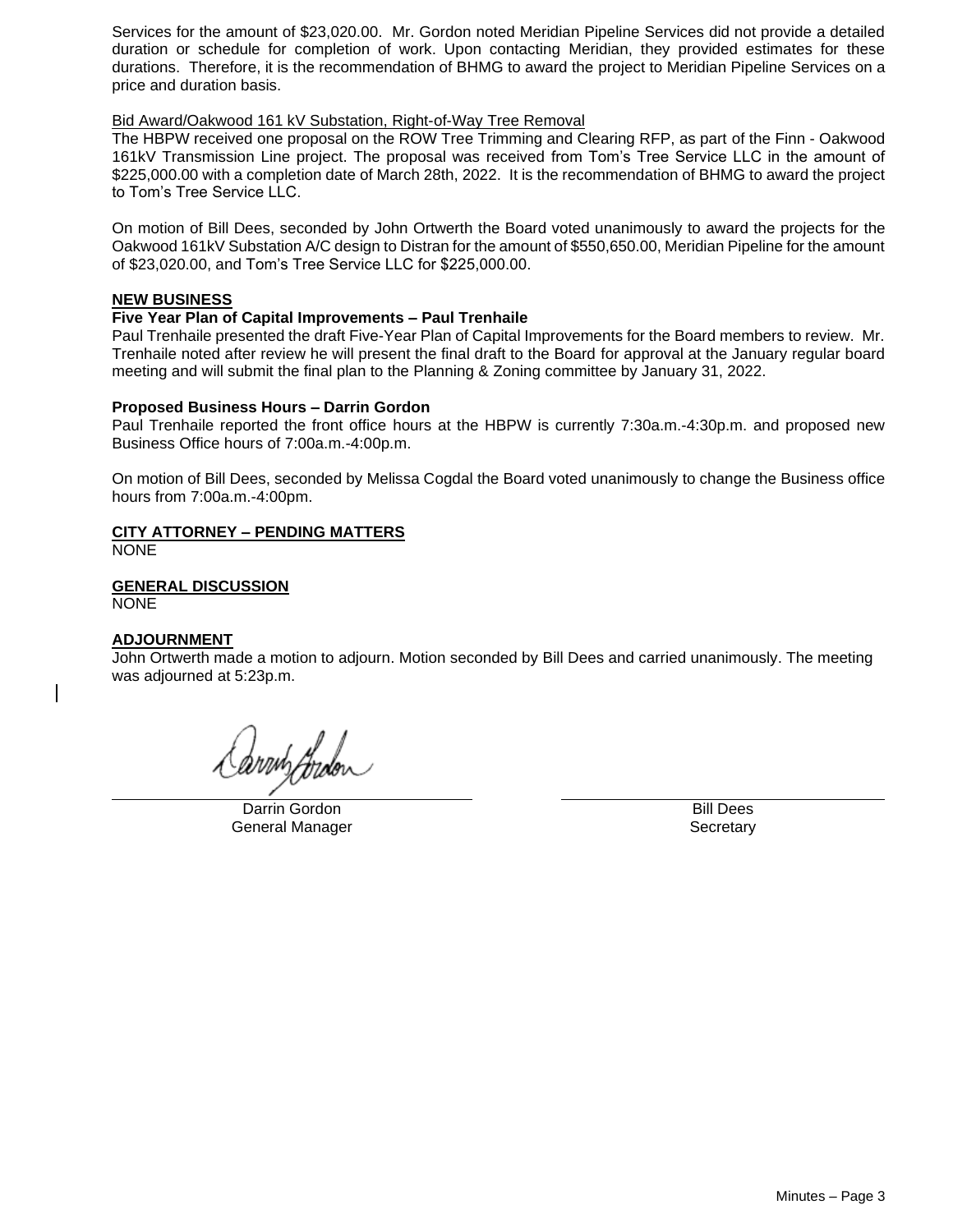Services for the amount of $23,020.00. Mr. Gordon noted Meridian Pipeline Services did not provide a detailed duration or schedule for completion of work. Upon contacting Meridian, they provided estimates for these durations. Therefore, it is the recommendation of BHMG to award the project to Meridian Pipeline Services on a price and duration basis.

Bid Award/Oakwood 161 kV Substation, Right-of-Way Tree Removal

The HBPW received one proposal on the ROW Tree Trimming and Clearing RFP, as part of the Finn - Oakwood 161kV Transmission Line project. The proposal was received from Tom's Tree Service LLC in the amount of $225,000.00 with a completion date of March 28th, 2022. It is the recommendation of BHMG to award the project to Tom's Tree Service LLC.

On motion of Bill Dees, seconded by John Ortwerth the Board voted unanimously to award the projects for the Oakwood 161kV Substation A/C design to Distran for the amount of $550,650.00, Meridian Pipeline for the amount of $23,020.00, and Tom's Tree Service LLC for $225,000.00.

## NEW BUSINESS

### Five Year Plan of Capital Improvements – Paul Trenhaile

Paul Trenhaile presented the draft Five-Year Plan of Capital Improvements for the Board members to review. Mr. Trenhaile noted after review he will present the final draft to the Board for approval at the January regular board meeting and will submit the final plan to the Planning & Zoning committee by January 31, 2022.

### Proposed Business Hours – Darrin Gordon

Paul Trenhaile reported the front office hours at the HBPW is currently 7:30a.m.-4:30p.m. and proposed new Business Office hours of 7:00a.m.-4:00p.m.

On motion of Bill Dees, seconded by Melissa Cogdal the Board voted unanimously to change the Business office hours from 7:00a.m.-4:00pm.

## CITY ATTORNEY – PENDING MATTERS

NONE

## GENERAL DISCUSSION

NONE

## ADJOURNMENT

John Ortwerth made a motion to adjourn. Motion seconded by Bill Dees and carried unanimously. The meeting was adjourned at 5:23p.m.

Darrin Gordon
General Manager

Bill Dees
Secretary